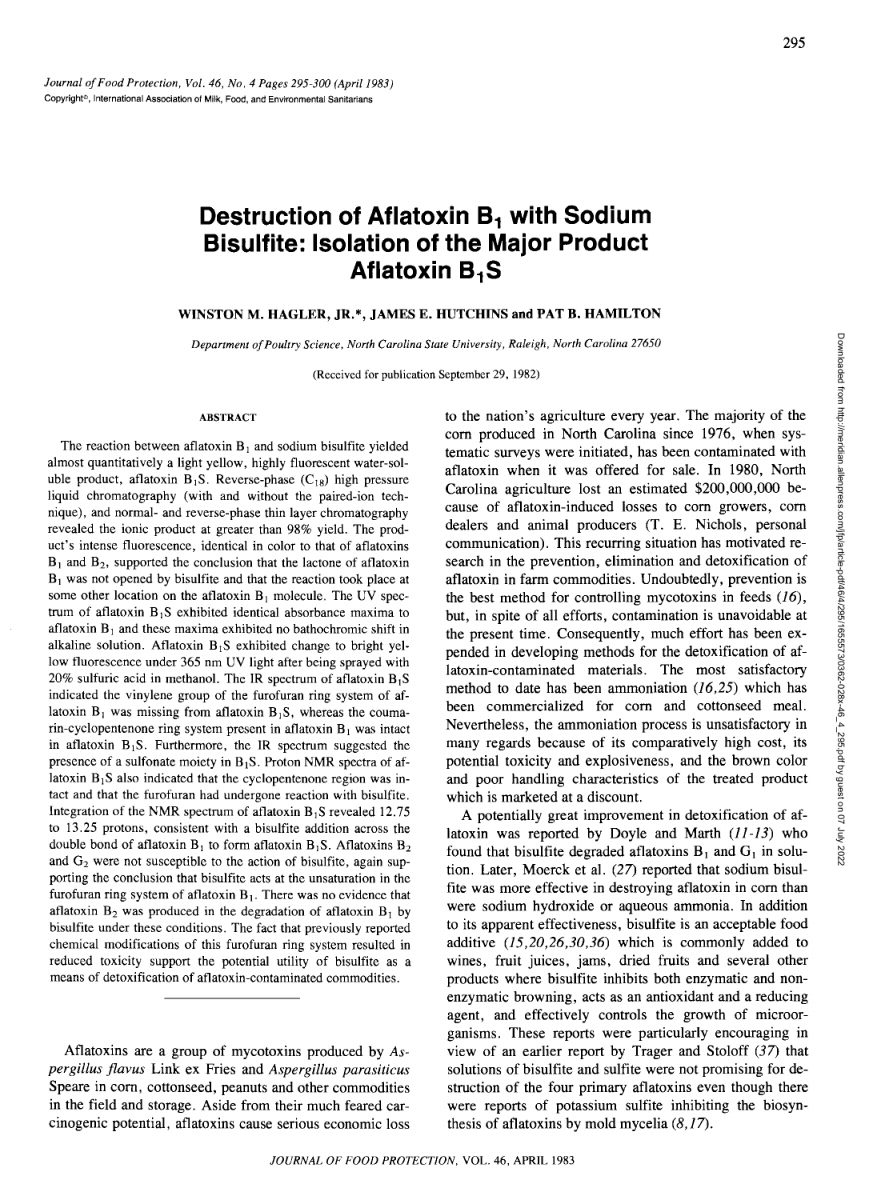# Destruction of Aflatoxin $B_1$ with Sodium Bisulfite: Isolation of the Major Product Aflatoxin $B_1S$

**WINSTON M. HAGLER, JR.\*, JAMES E. HUTCHINS and PAT B. HAMILTON**

*Department of Poultry Science, North Carolina State University, Raleigh, North Carolina 27650*

(Received for publication September 29, 1982)

## ABSTRACT

The reaction between aflatoxin $B_1$ and sodium bisulfite yielded almost quantitatively a light yellow, highly fluorescent water-soluble product, aflatoxin $B_1S$. Reverse-phase ($C_{18}$) high pressure liquid chromatography (with and without the paired-ion technique), and normal- and reverse-phase thin layer chromatography revealed the ionic product at greater than 98% yield. The product's intense fluorescence, identical in color to that of aflatoxins $B_1$ and $B_2$, supported the conclusion that the lactone of aflatoxin $B_1$ was not opened by bisulfite and that the reaction took place at some other location on the aflatoxin $B_1$ molecule. The UV spectrum of aflatoxin $B_1S$ exhibited identical absorbance maxima to aflatoxin $B_1$ and these maxima exhibited no bathochromic shift in alkaline solution. Aflatoxin $B_1S$ exhibited change to bright yellow fluorescence under 365 nm UV light after being sprayed with 20% sulfuric acid in methanol. The IR spectrum of aflatoxin $B_1S$ indicated the vinylene group of the furofuran ring system of aflatoxin $B_1$ was missing from aflatoxin $B_1S$, whereas the coumarin-cyclopentenone ring system present in aflatoxin $B_1$ was intact in aflatoxin $B_1S$. Furthermore, the IR spectrum suggested the presence of a sulfonate moiety in $B_1S$. Proton NMR spectra of aflatoxin $B_1S$ also indicated that the cyclopentenone region was intact and that the furofuran had undergone reaction with bisulfite. Integration of the NMR spectrum of aflatoxin $B_1S$ revealed 12.75 to 13.25 protons, consistent with a bisulfite addition across the double bond of aflatoxin $B_1$ to form aflatoxin $B_1S$. Aflatoxins $B_2$ and $G_2$ were not susceptible to the action of bisulfite, again supporting the conclusion that bisulfite acts at the unsaturation in the furofuran ring system of aflatoxin $B_1$. There was no evidence that aflatoxin $B_2$ was produced in the degradation of aflatoxin $B_1$ by bisulfite under these conditions. The fact that previously reported chemical modifications of this furofuran ring system resulted in reduced toxicity support the potential utility of bisulfite as a means of detoxification of aflatoxin-contaminated commodities.

---

Aflatoxins are a group of mycotoxins produced by *Aspergillus flavus* Link ex Fries and *Aspergillus parasiticus* Speare in corn, cottonseed, peanuts and other commodities in the field and storage. Aside from their much feared carcinogenic potential, aflatoxins cause serious economic loss to the nation's agriculture every year. The majority of the corn produced in North Carolina since 1976, when systematic surveys were initiated, has been contaminated with aflatoxin when it was offered for sale. In 1980, North Carolina agriculture lost an estimated $200,000,000 because of aflatoxin-induced losses to corn growers, corn dealers and animal producers (T. E. Nichols, personal communication). This recurring situation has motivated research in the prevention, elimination and detoxification of aflatoxin in farm commodities. Undoubtedly, prevention is the best method for controlling mycotoxins in feeds (*16*), but, in spite of all efforts, contamination is unavoidable at the present time. Consequently, much effort has been expended in developing methods for the detoxification of aflatoxin-contaminated materials. The most satisfactory method to date has been ammoniation (*16,25*) which has been commercialized for corn and cottonseed meal. Nevertheless, the ammoniation process is unsatisfactory in many regards because of its comparatively high cost, its potential toxicity and explosiveness, and the brown color and poor handling characteristics of the treated product which is marketed at a discount.

A potentially great improvement in detoxification of aflatoxin was reported by Doyle and Marth (*11-13*) who found that bisulfite degraded aflatoxins $B_1$ and $G_1$ in solution. Later, Moerck et al. (*27*) reported that sodium bisulfite was more effective in destroying aflatoxin in corn than were sodium hydroxide or aqueous ammonia. In addition to its apparent effectiveness, bisulfite is an acceptable food additive (*15,20,26,30,36*) which is commonly added to wines, fruit juices, jams, dried fruits and several other products where bisulfite inhibits both enzymatic and nonenzymatic browning, acts as an antioxidant and a reducing agent, and effectively controls the growth of microorganisms. These reports were particularly encouraging in view of an earlier report by Trager and Stoloff (*37*) that solutions of bisulfite and sulfite were not promising for destruction of the four primary aflatoxins even though there were reports of potassium sulfite inhibiting the biosynthesis of aflatoxins by mold mycelia (*8,17*).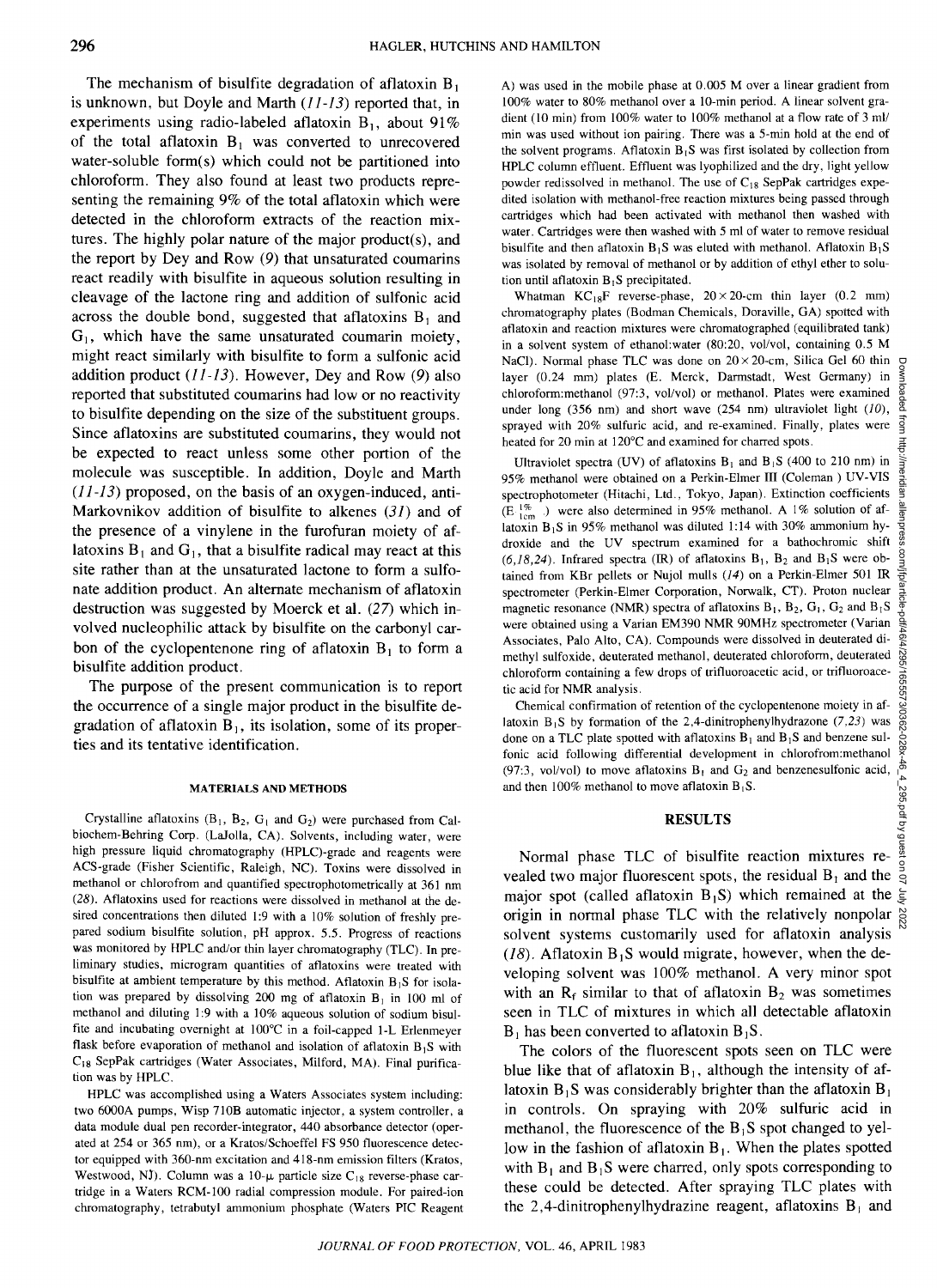The mechanism of bisulfite degradation of aflatoxin $B_1$ is unknown, but Doyle and Marth (*11-13*) reported that, in experiments using radio-labeled aflatoxin $B_1$, about 91% of the total aflatoxin $B_1$ was converted to unrecovered water-soluble form(s) which could not be partitioned into chloroform. They also found at least two products representing the remaining 9% of the total aflatoxin which were detected in the chloroform extracts of the reaction mixtures. The highly polar nature of the major product(s), and the report by Dey and Row (*9*) that unsaturated coumarins react readily with bisulfite in aqueous solution resulting in cleavage of the lactone ring and addition of sulfonic acid across the double bond, suggested that aflatoxins $B_1$ and $G_1$, which have the same unsaturated coumarin moiety, might react similarly with bisulfite to form a sulfonic acid addition product (*11-13*). However, Dey and Row (*9*) also reported that substituted coumarins had low or no reactivity to bisulfite depending on the size of the substituent groups. Since aflatoxins are substituted coumarins, they would not be expected to react unless some other portion of the molecule was susceptible. In addition, Doyle and Marth (*11-13*) proposed, on the basis of an oxygen-induced, anti-Markovnikov addition of bisulfite to alkenes (*31*) and of the presence of a vinylene in the furofuran moiety of aflatoxins $B_1$ and $G_1$, that a bisulfite radical may react at this site rather than at the unsaturated lactone to form a sulfonate addition product. An alternate mechanism of aflatoxin destruction was suggested by Moerck et al. (*27*) which involved nucleophilic attack by bisulfite on the carbonyl carbon of the cyclopentenone ring of aflatoxin $B_1$ to form a bisulfite addition product.

The purpose of the present communication is to report the occurrence of a single major product in the bisulfite degradation of aflatoxin $B_1$, its isolation, some of its properties and its tentative identification.

## MATERIALS AND METHODS

Crystalline aflatoxins ($B_1$, $B_2$, $G_1$ and $G_2$) were purchased from Calbiochem-Behring Corp. (LaJolla, CA). Solvents, including water, were high pressure liquid chromatography (HPLC)-grade and reagents were ACS-grade (Fisher Scientific, Raleigh, NC). Toxins were dissolved in methanol or chlorofrom and quantified spectrophotometrically at 361 nm (*28*). Aflatoxins used for reactions were dissolved in methanol at the desired concentrations then diluted 1:9 with a 10% solution of freshly prepared sodium bisulfite solution, pH approx. 5.5. Progress of reactions was monitored by HPLC and/or thin layer chromatography (TLC). In preliminary studies, microgram quantities of aflatoxins were treated with bisulfite at ambient temperature by this method. Aflatoxin $B_1S$ for isolation was prepared by dissolving 200 mg of aflatoxin $B_1$ in 100 ml of methanol and diluting 1:9 with a 10% aqueous solution of sodium bisulfite and incubating overnight at 100°C in a foil-capped 1-L Erlenmeyer flask before evaporation of methanol and isolation of aflatoxin $B_1S$ with $C_{18}$ SepPak cartridges (Water Associates, Milford, MA). Final purification was by HPLC.

HPLC was accomplished using a Waters Associates system including: two 6000A pumps, Wisp 710B automatic injector, a system controller, a data module dual pen recorder-integrator, 440 absorbance detector (operated at 254 or 365 nm), or a Kratos/Schoeffel FS 950 fluorescence detector equipped with 360-nm excitation and 418-nm emission filters (Kratos, Westwood, NJ). Column was a 10-μ particle size $C_{18}$ reverse-phase cartridge in a Waters RCM-100 radial compression module. For paired-ion chromatography, tetrabutyl ammonium phosphate (Waters PIC Reagent A) was used in the mobile phase at 0.005 M over a linear gradient from 100% water to 80% methanol over a 10-min period. A linear solvent gradient (10 min) from 100% water to 100% methanol at a flow rate of 3 ml/min was used without ion pairing. There was a 5-min hold at the end of the solvent programs. Aflatoxin $B_1S$ was first isolated by collection from HPLC column effluent. Effluent was lyophilized and the dry, light yellow powder redissolved in methanol. The use of $C_{18}$ SepPak cartridges expedited isolation with methanol-free reaction mixtures being passed through cartridges which had been activated with methanol then washed with water. Cartridges were then washed with 5 ml of water to remove residual bisulfite and then aflatoxin $B_1S$ was eluted with methanol. Aflatoxin $B_1S$ was isolated by removal of methanol or by addition of ethyl ether to solution until aflatoxin $B_1S$ precipitated.

Whatman $KC_{18}F$ reverse-phase, 20×20-cm thin layer (0.2 mm) chromatography plates (Bodman Chemicals, Doraville, GA) spotted with aflatoxin and reaction mixtures were chromatographed (equilibrated tank) in a solvent system of ethanol:water (80:20, vol/vol, containing 0.5 M NaCl). Normal phase TLC was done on 20×20-cm, Silica Gel 60 thin layer (0.24 mm) plates (E. Merck, Darmstadt, West Germany) in chloroform:methanol (97:3, vol/vol) or methanol. Plates were examined under long (356 nm) and short wave (254 nm) ultraviolet light (*10*), sprayed with 20% sulfuric acid, and re-examined. Finally, plates were heated for 20 min at 120°C and examined for charred spots.

Ultraviolet spectra (UV) of aflatoxins $B_1$ and $B_1S$ (400 to 210 nm) in 95% methanol were obtained on a Perkin-Elmer III (Coleman ) UV-VIS spectrophotometer (Hitachi, Ltd., Tokyo, Japan). Extinction coefficients ($E^{1\%}_{1cm}$ ) were also determined in 95% methanol. A 1% solution of aflatoxin $B_1S$ in 95% methanol was diluted 1:14 with 30% ammonium hydroxide and the UV spectrum examined for a bathochromic shift (*6,18,24*). Infrared spectra (IR) of aflatoxins $B_1$, $B_2$ and $B_1S$ were obtained from KBr pellets or Nujol mulls (*14*) on a Perkin-Elmer 501 IR spectrometer (Perkin-Elmer Corporation, Norwalk, CT). Proton nuclear magnetic resonance (NMR) spectra of aflatoxins $B_1$, $B_2$, $G_1$, $G_2$ and $B_1S$ were obtained using a Varian EM390 NMR 90MHz spectrometer (Varian Associates, Palo Alto, CA). Compounds were dissolved in deuterated dimethyl sulfoxide, deuterated methanol, deuterated chloroform, deuterated chloroform containing a few drops of trifluoroacetic acid, or trifluoroacetic acid for NMR analysis.

Chemical confirmation of retention of the cyclopentenone moiety in aflatoxin $B_1S$ by formation of the 2,4-dinitrophenylhydrazone (*7,23*) was done on a TLC plate spotted with aflatoxins $B_1$ and $B_1S$ and benzene sulfonic acid following differential development in chloroform:methanol (97:3, vol/vol) to move aflatoxins $B_1$ and $G_2$ and benzenesulfonic acid, and then 100% methanol to move aflatoxin $B_1S$.

## RESULTS

Normal phase TLC of bisulfite reaction mixtures revealed two major fluorescent spots, the residual $B_1$ and the major spot (called aflatoxin $B_1S$) which remained at the origin in normal phase TLC with the relatively nonpolar solvent systems customarily used for aflatoxin analysis (*18*). Aflatoxin $B_1S$ would migrate, however, when the developing solvent was 100% methanol. A very minor spot with an $R_f$ similar to that of aflatoxin $B_2$ was sometimes seen in TLC of mixtures in which all detectable aflatoxin $B_1$ has been converted to aflatoxin $B_1S$.

The colors of the fluorescent spots seen on TLC were blue like that of aflatoxin $B_1$, although the intensity of aflatoxin $B_1S$ was considerably brighter than the aflatoxin $B_1$ in controls. On spraying with 20% sulfuric acid in methanol, the fluorescence of the $B_1S$ spot changed to yellow in the fashion of aflatoxin $B_1$. When the plates spotted with $B_1$ and $B_1S$ were charred, only spots corresponding to these could be detected. After spraying TLC plates with the 2,4-dinitrophenylhydrazine reagent, aflatoxins $B_1$ and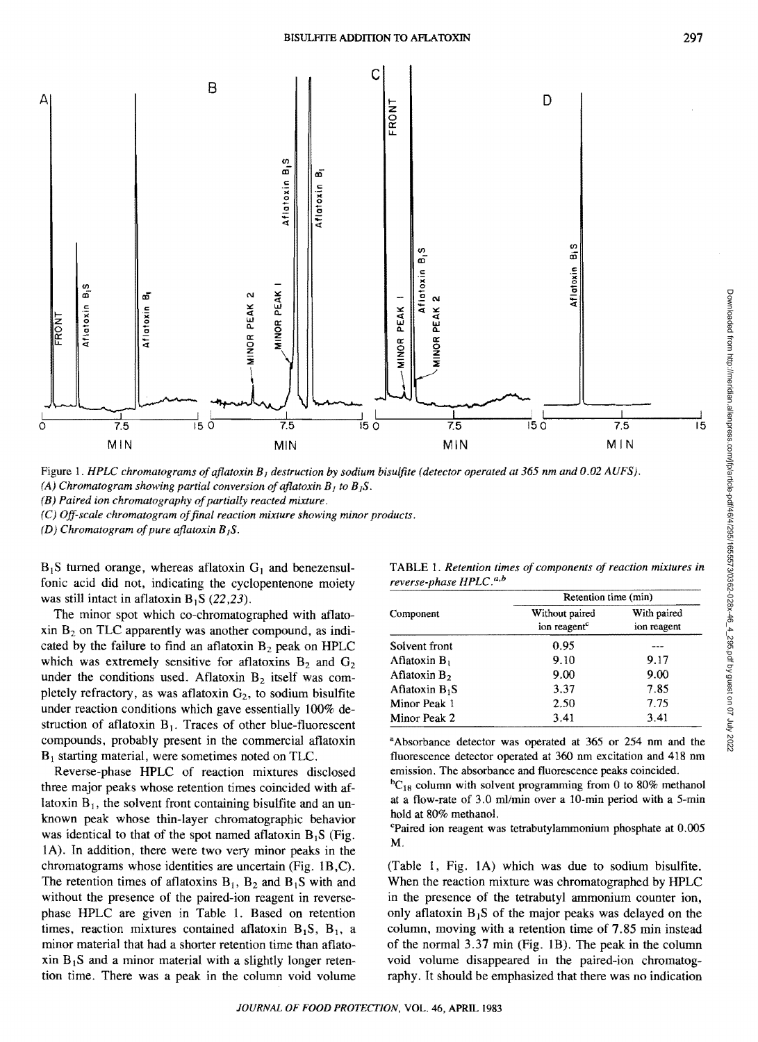A

FRONT

Aflatoxin $B_1S$

Aflatoxin $B_1$

0 7.5 15

MIN

B

MINOR PEAK 2

MINOR PEAK 1

Aflatoxin $B_1S$

Aflatoxin $B_1$

0 7.5 15

MIN

C

FRONT

MINOR PEAK 1

Aflatoxin $B_1S$

MINOR PEAK 2

0 7.5 15

MIN

D

Aflatoxin $B_1S$

0 7.5 15

MIN

Figure 1. *HPLC chromatograms of aflatoxin $B_1$ destruction by sodium bisulfite (detector operated at 365 nm and 0.02 AUFS).*
*(A) Chromatogram showing partial conversion of aflatoxin $B_1$ to $B_1S$.*
*(B) Paired ion chromatography of partially reacted mixture.*
*(C) Off-scale chromatogram of final reaction mixture showing minor products.*
*(D) Chromatogram of pure aflatoxin $B_1S$.*

$B_1S$ turned orange, whereas aflatoxin $G_1$ and benezensulfonic acid did not, indicating the cyclopentenone moiety was still intact in aflatoxin $B_1S$ (22,23).

The minor spot which co-chromatographed with aflatoxin $B_2$ on TLC apparently was another compound, as indicated by the failure to find an aflatoxin $B_2$ peak on HPLC which was extremely sensitive for aflatoxins $B_2$ and $G_2$ under the conditions used. Aflatoxin $B_2$ itself was completely refractory, as was aflatoxin $G_2$, to sodium bisulfite under reaction conditions which gave essentially 100% destruction of aflatoxin $B_1$. Traces of other blue-fluorescent compounds, probably present in the commercial aflatoxin $B_1$ starting material, were sometimes noted on TLC.

Reverse-phase HPLC of reaction mixtures disclosed three major peaks whose retention times coincided with aflatoxin $B_1$, the solvent front containing bisulfite and an unknown peak whose thin-layer chromatographic behavior was identical to that of the spot named aflatoxin $B_1S$ (Fig. 1A). In addition, there were two very minor peaks in the chromatograms whose identities are uncertain (Fig. 1B,C). The retention times of aflatoxins $B_1$, $B_2$ and $B_1S$ with and without the presence of the paired-ion reagent in reverse-phase HPLC are given in Table 1. Based on retention times, reaction mixtures contained aflatoxin $B_1S$, $B_1$, a minor material that had a shorter retention time than aflatoxin $B_1S$ and a minor material with a slightly longer retention time. There was a peak in the column void volume (Table 1, Fig. 1A) which was due to sodium bisulfite. When the reaction mixture was chromatographed by HPLC in the presence of the tetrabutyl ammonium counter ion, only aflatoxin $B_1S$ of the major peaks was delayed on the column, moving with a retention time of 7.85 min instead of the normal 3.37 min (Fig. 1B). The peak in the column void volume disappeared in the paired-ion chromatography. It should be emphasized that there was no indication

TABLE 1. *Retention times of components of reaction mixtures in reverse-phase HPLC.*[a,b]

| Component | Retention time (min) | |
|---|---|---|
| | Without paired ion reagent[c] | With paired ion reagent |
| Solvent front | 0.95 | --- |
| Aflatoxin $B_1$ | 9.10 | 9.17 |
| Aflatoxin $B_2$ | 9.00 | 9.00 |
| Aflatoxin $B_1S$ | 3.37 | 7.85 |
| Minor Peak 1 | 2.50 | 7.75 |
| Minor Peak 2 | 3.41 | 3.41 |

[a]Absorbance detector was operated at 365 or 254 nm and the fluorescence detector operated at 360 nm excitation and 418 nm emission. The absorbance and fluorescence peaks coincided.

[b]$C_{18}$ column with solvent programming from 0 to 80% methanol at a flow-rate of 3.0 ml/min over a 10-min period with a 5-min hold at 80% methanol.

[c]Paired ion reagent was tetrabutylammonium phosphate at 0.005 M.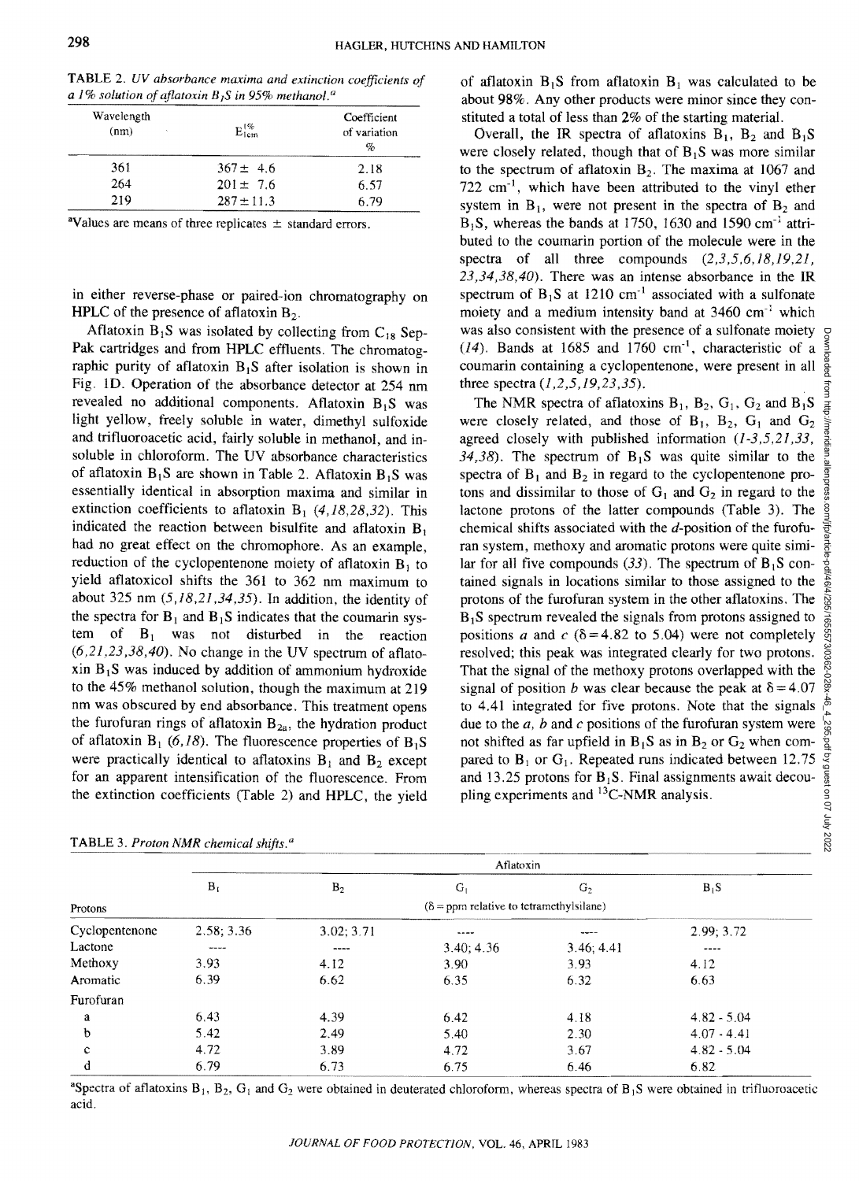TABLE 2. *UV absorbance maxima and extinction coefficients of a 1% solution of aflatoxin $B_1S$ in 95% methanol.*[a]

| Wavelength (nm) | $E^{1\%}_{1cm}$ | Coefficient of variation % |
|---|---|---|
| 361 | 367 ± 4.6 | 2.18 |
| 264 | 201 ± 7.6 | 6.57 |
| 219 | 287 ± 11.3 | 6.79 |

[a]Values are means of three replicates ± standard errors.

in either reverse-phase or paired-ion chromatography on HPLC of the presence of aflatoxin $B_2$.

Aflatoxin $B_1S$ was isolated by collecting from $C_{18}$ Sep-Pak cartridges and from HPLC effluents. The chromatographic purity of aflatoxin $B_1S$ after isolation is shown in Fig. 1D. Operation of the absorbance detector at 254 nm revealed no additional components. Aflatoxin $B_1S$ was light yellow, freely soluble in water, dimethyl sulfoxide and trifluoroacetic acid, fairly soluble in methanol, and insoluble in chloroform. The UV absorbance characteristics of aflatoxin $B_1S$ are shown in Table 2. Aflatoxin $B_1S$ was essentially identical in absorption maxima and similar in extinction coefficients to aflatoxin $B_1$ (*4,18,28,32*). This indicated the reaction between bisulfite and aflatoxin $B_1$ had no great effect on the chromophore. As an example, reduction of the cyclopentenone moiety of aflatoxin $B_1$ to yield aflatoxicol shifts the 361 to 362 nm maximum to about 325 nm (*5,18,21,34,35*). In addition, the identity of the spectra for $B_1$ and $B_1S$ indicates that the coumarin system of $B_1$ was not disturbed in the reaction (*6,21,23,38,40*). No change in the UV spectrum of aflatoxin $B_1S$ was induced by addition of ammonium hydroxide to the 45% methanol solution, though the maximum at 219 nm was obscured by end absorbance. This treatment opens the furofuran rings of aflatoxin $B_{2a}$, the hydration product of aflatoxin $B_1$ (*6,18*). The fluorescence properties of $B_1S$ were practically identical to aflatoxins $B_1$ and $B_2$ except for an apparent intensification of the fluorescence. From the extinction coefficients (Table 2) and HPLC, the yield of aflatoxin $B_1S$ from aflatoxin $B_1$ was calculated to be about 98%. Any other products were minor since they constituted a total of less than 2% of the starting material.

Overall, the IR spectra of aflatoxins $B_1$, $B_2$ and $B_1S$ were closely related, though that of $B_1S$ was more similar to the spectrum of aflatoxin $B_2$. The maxima at 1067 and 722 $cm^{-1}$, which have been attributed to the vinyl ether system in $B_1$, were not present in the spectra of $B_2$ and $B_1S$, whereas the bands at 1750, 1630 and 1590 $cm^{-1}$ attributed to the coumarin portion of the molecule were in the spectra of all three compounds (*2,3,5,6,18,19,21,23,34,38,40*). There was an intense absorbance in the IR spectrum of $B_1S$ at 1210 $cm^{-1}$ associated with a sulfonate moiety and a medium intensity band at 3460 $cm^{-1}$ which was also consistent with the presence of a sulfonate moiety (*14*). Bands at 1685 and 1760 $cm^{-1}$, characteristic of a coumarin containing a cyclopentenone, were present in all three spectra (*1,2,5,19,23,35*).

The NMR spectra of aflatoxins $B_1$, $B_2$, $G_1$, $G_2$ and $B_1S$ were closely related, and those of $B_1$, $B_2$, $G_1$ and $G_2$ agreed closely with published information (*1-3,5,21,33,34,38*). The spectrum of $B_1S$ was quite similar to the spectra of $B_1$ and $B_2$ in regard to the cyclopentenone protons and dissimilar to those of $G_1$ and $G_2$ in regard to the lactone protons of the latter compounds (Table 3). The chemical shifts associated with the *d*-position of the furofuran system, methoxy and aromatic protons were quite similar for all five compounds (*33*). The spectrum of $B_1S$ contained signals in locations similar to those assigned to the protons of the furofuran system in the other aflatoxins. The $B_1S$ spectrum revealed the signals from protons assigned to positions *a* and *c* ($\delta = 4.82$ to 5.04) were not completely resolved; this peak was integrated clearly for two protons. That the signal of the methoxy protons overlapped with the signal of position *b* was clear because the peak at $\delta = 4.07$ to 4.41 integrated for five protons. Note that the signals due to the *a*, *b* and *c* positions of the furofuran system were not shifted as far upfield in $B_1S$ as in $B_2$ or $G_2$ when compared to $B_1$ or $G_1$. Repeated runs indicated between 12.75 and 13.25 protons for $B_1S$. Final assignments await decoupling experiments and $^{13}C$-NMR analysis.

TABLE 3. *Proton NMR chemical shifts.*[a]

| Protons | Aflatoxin $B_1$ | Aflatoxin $B_2$ | Aflatoxin $G_1$ | Aflatoxin $G_2$ | Aflatoxin $B_1S$ |
|---|---|---|---|---|---|
| | ($\delta$ = ppm relative to tetramethylsilane) | | | | |
| Cyclopentenone | 2.58; 3.36 | 3.02; 3.71 | ---- | ---- | 2.99; 3.72 |
| Lactone | ---- | ---- | 3.40; 4.36 | 3.46; 4.41 | ---- |
| Methoxy | 3.93 | 4.12 | 3.90 | 3.93 | 4.12 |
| Aromatic | 6.39 | 6.62 | 6.35 | 6.32 | 6.63 |
| Furofuran | | | | | |
| a | 6.43 | 4.39 | 6.42 | 4.18 | 4.82 - 5.04 |
| b | 5.42 | 2.49 | 5.40 | 2.30 | 4.07 - 4.41 |
| c | 4.72 | 3.89 | 4.72 | 3.67 | 4.82 - 5.04 |
| d | 6.79 | 6.73 | 6.75 | 6.46 | 6.82 |

[a]Spectra of aflatoxins $B_1$, $B_2$, $G_1$ and $G_2$ were obtained in deuterated chloroform, whereas spectra of $B_1S$ were obtained in trifluoroacetic acid.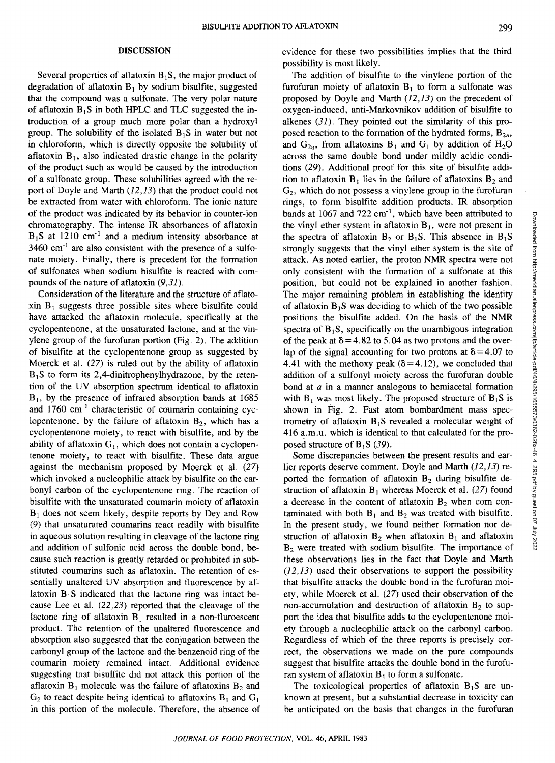## DISCUSSION

Several properties of aflatoxin $B_1S$, the major product of degradation of aflatoxin $B_1$ by sodium bisulfite, suggested that the compound was a sulfonate. The very polar nature of aflatoxin $B_1S$ in both HPLC and TLC suggested the introduction of a group much more polar than a hydroxyl group. The solubility of the isolated $B_1S$ in water but not in chloroform, which is directly opposite the solubility of aflatoxin $B_1$, also indicated drastic change in the polarity of the product such as would be caused by the introduction of a sulfonate group. These solubilities agreed with the report of Doyle and Marth (*12,13*) that the product could not be extracted from water with chloroform. The ionic nature of the product was indicated by its behavior in counter-ion chromatography. The intense IR absorbances of aflatoxin $B_1S$ at 1210 $cm^{-1}$ and a medium intensity absorbance at 3460 $cm^{-1}$ are also consistent with the presence of a sulfonate moiety. Finally, there is precedent for the formation of sulfonates when sodium bisulfite is reacted with compounds of the nature of aflatoxin (*9,31*).

Consideration of the literature and the structure of aflatoxin $B_1$ suggests three possible sites where bisulfite could have attacked the aflatoxin molecule, specifically at the cyclopentenone, at the unsaturated lactone, and at the vinylene group of the furofuran portion (Fig. 2). The addition of bisulfite at the cyclopentenone group as suggested by Moerck et al. (*27*) is ruled out by the ability of aflatoxin $B_1S$ to form its 2,4-dinitrophenylhydrazone, by the retention of the UV absorption spectrum identical to aflatoxin $B_1$, by the presence of infrared absorption bands at 1685 and 1760 $cm^{-1}$ characteristic of coumarin containing cyclopentenone, by the failure of aflatoxin $B_2$, which has a cyclopentenone moiety, to react with bisulfite, and by the ability of aflatoxin $G_1$, which does not contain a cyclopentenone moiety, to react with bisulfite. These data argue against the mechanism proposed by Moerck et al. (*27*) which invoked a nucleophilic attack by bisulfite on the carbonyl carbon of the cyclopentenone ring. The reaction of bisulfite with the unsaturated coumarin moiety of aflatoxin $B_1$ does not seem likely, despite reports by Dey and Row (*9*) that unsaturated coumarins react readily with bisulfite in aqueous solution resulting in cleavage of the lactone ring and addition of sulfonic acid across the double bond, because such reaction is greatly retarded or prohibited in substituted coumarins such as aflatoxin. The retention of essentially unaltered UV absorption and fluorescence by aflatoxin $B_1S$ indicated that the lactone ring was intact because Lee et al. (*22,23*) reported that the cleavage of the lactone ring of aflatoxin $B_1$ resulted in a non-fluroescent product. The retention of the unaltered fluorescence and absorption also suggested that the conjugation between the carbonyl group of the lactone and the benzenoid ring of the coumarin moiety remained intact. Additional evidence suggesting that bisulfite did not attack this portion of the aflatoxin $B_1$ molecule was the failure of aflatoxins $B_2$ and $G_2$ to react despite being identical to aflatoxins $B_1$ and $G_1$ in this portion of the molecule. Therefore, the absence of evidence for these two possibilities implies that the third possibility is most likely.

The addition of bisulfite to the vinylene portion of the furofuran moiety of aflatoxin $B_1$ to form a sulfonate was proposed by Doyle and Marth (*12,13*) on the precedent of oxygen-induced, anti-Markovnikov addition of bisulfite to alkenes (*31*). They pointed out the similarity of this proposed reaction to the formation of the hydrated forms, $B_{2a}$, and $G_{2a}$, from aflatoxins $B_1$ and $G_1$ by addition of $H_2O$ across the same double bond under mildly acidic conditions (*29*). Additional proof for this site of bisulfite addition to aflatoxin $B_1$ lies in the failure of aflatoxins $B_2$ and $G_2$, which do not possess a vinylene group in the furofuran rings, to form bisulfite addition products. IR absorption bands at 1067 and 722 $cm^{-1}$, which have been attributed to the vinyl ether system in aflatoxin $B_1$, were not present in the spectra of aflatoxin $B_2$ or $B_1S$. This absence in $B_1S$ strongly suggests that the vinyl ether system is the site of attack. As noted earlier, the proton NMR spectra were not only consistent with the formation of a sulfonate at this position, but could not be explained in another fashion. The major remaining problem in establishing the identity of aflatoxin $B_1S$ was deciding to which of the two possible positions the bisulfite added. On the basis of the NMR spectra of $B_1S$, specifically on the unambigous integration of the peak at $\delta = 4.82$ to 5.04 as two protons and the overlap of the signal accounting for two protons at $\delta = 4.07$ to 4.41 with the methoxy peak ($\delta = 4.12$), we concluded that addition of a sulfonyl moiety across the furofuran double bond at *a* in a manner analogous to hemiacetal formation with $B_1$ was most likely. The proposed structure of $B_1S$ is shown in Fig. 2. Fast atom bombardment mass spectrometry of aflatoxin $B_1S$ revealed a molecular weight of 416 a.m.u. which is identical to that calculated for the proposed structure of $B_1S$ (*39*).

Some discrepancies between the present results and earlier reports deserve comment. Doyle and Marth (*12,13*) reported the formation of aflatoxin $B_2$ during bisulfite destruction of aflatoxin $B_1$ whereas Moerck et al. (*27*) found a decrease in the content of aflatoxin $B_2$ when corn contaminated with both $B_1$ and $B_2$ was treated with bisulfite. In the present study, we found neither formation nor destruction of aflatoxin $B_2$ when aflatoxin $B_1$ and aflatoxin $B_2$ were treated with sodium bisulfite. The importance of these observations lies in the fact that Doyle and Marth (*12,13*) used their observations to support the possibility that bisulfite attacks the double bond in the furofuran moiety, while Moerck et al. (*27*) used their observation of the non-accumulation and destruction of aflatoxin $B_2$ to support the idea that bisulfite adds to the cyclopentenone moiety through a nucleophilic attack on the carbonyl carbon. Regardless of which of the three reports is precisely correct, the observations we made on the pure compounds suggest that bisulfite attacks the double bond in the furofuran system of aflatoxin $B_1$ to form a sulfonate.

The toxicological properties of aflatoxin $B_1S$ are unknown at present, but a substantial decrease in toxicity can be anticipated on the basis that changes in the furofuran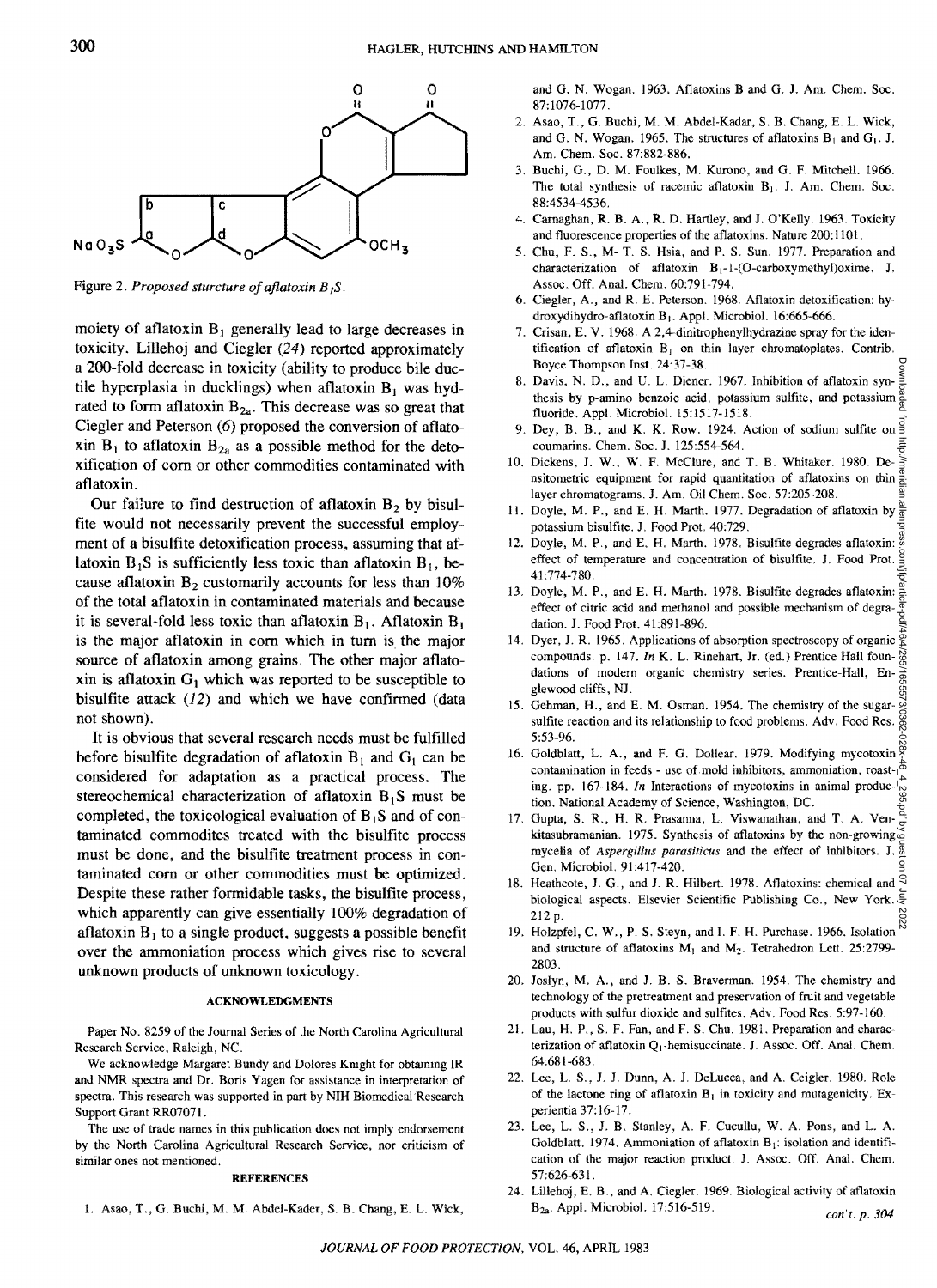Figure 2. *Proposed sturcture of aflatoxin $B_1S$.*

moiety of aflatoxin $B_1$ generally lead to large decreases in toxicity. Lillehoj and Ciegler (*24*) reported approximately a 200-fold decrease in toxicity (ability to produce bile ductile hyperplasia in ducklings) when aflatoxin $B_1$ was hydrated to form aflatoxin $B_{2a}$. This decrease was so great that Ciegler and Peterson (*6*) proposed the conversion of aflatoxin $B_1$ to aflatoxin $B_{2a}$ as a possible method for the detoxification of corn or other commodities contaminated with aflatoxin.

Our failure to find destruction of aflatoxin $B_2$ by bisulfite would not necessarily prevent the successful employment of a bisulfite detoxification process, assuming that aflatoxin $B_1S$ is sufficiently less toxic than aflatoxin $B_1$, because aflatoxin $B_2$ customarily accounts for less than 10% of the total aflatoxin in contaminated materials and because it is several-fold less toxic than aflatoxin $B_1$. Aflatoxin $B_1$ is the major aflatoxin in corn which in turn is the major source of aflatoxin among grains. The other major aflatoxin is aflatoxin $G_1$ which was reported to be susceptible to bisulfite attack (*12*) and which we have confirmed (data not shown).

It is obvious that several research needs must be fulfilled before bisulfite degradation of aflatoxin $B_1$ and $G_1$ can be considered for adaptation as a practical process. The stereochemical characterization of aflatoxin $B_1S$ must be completed, the toxicological evaluation of $B_1S$ and of contaminated commodites treated with the bisulfite process must be done, and the bisulfite treatment process in contaminated corn or other commodities must be optimized. Despite these rather formidable tasks, the bisulfite process, which apparently can give essentially 100% degradation of aflatoxin $B_1$ to a single product, suggests a possible benefit over the ammoniation process which gives rise to several unknown products of unknown toxicology.

## ACKNOWLEDGMENTS

Paper No. 8259 of the Journal Series of the North Carolina Agricultural Research Service, Raleigh, NC.

We acknowledge Margaret Bundy and Dolores Knight for obtaining IR and NMR spectra and Dr. Boris Yagen for assistance in interpretation of spectra. This research was supported in part by NIH Biomedical Research Support Grant RR07071.

The use of trade names in this publication does not imply endorsement by the North Carolina Agricultural Research Service, nor criticism of similar ones not mentioned.

## REFERENCES

1. Asao, T., G. Buchi, M. M. Abdel-Kader, S. B. Chang, E. L. Wick, and G. N. Wogan. 1963. Aflatoxins B and G. J. Am. Chem. Soc. 87:1076-1077.
2. Asao, T., G. Buchi, M. M. Abdel-Kadar, S. B. Chang, E. L. Wick, and G. N. Wogan. 1965. The structures of aflatoxins $B_1$ and $G_1$. J. Am. Chem. Soc. 87:882-886.
3. Buchi, G., D. M. Foulkes, M. Kurono, and G. F. Mitchell. 1966. The total synthesis of racemic aflatoxin $B_1$. J. Am. Chem. Soc. 88:4534-4536.
4. Carnaghan, R. B. A., R. D. Hartley, and J. O'Kelly. 1963. Toxicity and fluorescence properties of the aflatoxins. Nature 200:1101.
5. Chu, F. S., M- T. S. Hsia, and P. S. Sun. 1977. Preparation and characterization of aflatoxin $B_1$-1-(O-carboxymethyl)oxime. J. Assoc. Off. Anal. Chem. 60:791-794.
6. Ciegler, A., and R. E. Peterson. 1968. Aflatoxin detoxification: hydroxydihydro-aflatoxin $B_1$. Appl. Microbiol. 16:665-666.
7. Crisan, E. V. 1968. A 2,4-dinitrophenylhydrazine spray for the identification of aflatoxin $B_1$ on thin layer chromatoplates. Contrib. Boyce Thompson Inst. 24:37-38.
8. Davis, N. D., and U. L. Diener. 1967. Inhibition of aflatoxin synthesis by p-amino benzoic acid, potassium sulfite, and potassium fluoride. Appl. Microbiol. 15:1517-1518.
9. Dey, B. B., and K. K. Row. 1924. Action of sodium sulfite on coumarins. Chem. Soc. J. 125:554-564.
10. Dickens, J. W., W. F. McClure, and T. B. Whitaker. 1980. Densitometric equipment for rapid quantitation of aflatoxins on thin layer chromatograms. J. Am. Oil Chem. Soc. 57:205-208.
11. Doyle, M. P., and E. H. Marth. 1977. Degradation of aflatoxin by potassium bisulfite. J. Food Prot. 40:729.
12. Doyle, M. P., and E. H. Marth. 1978. Bisulfite degrades aflatoxin: effect of temperature and concentration of bisulfite. J. Food Prot. 41:774-780.
13. Doyle, M. P., and E. H. Marth. 1978. Bisulfite degrades aflatoxin: effect of citric acid and methanol and possible mechanism of degradation. J. Food Prot. 41:891-896.
14. Dyer, J. R. 1965. Applications of absorption spectroscopy of organic compounds. p. 147. *In* K. L. Rinehart, Jr. (ed.) Prentice Hall foundations of modern organic chemistry series. Prentice-Hall, Englewood cliffs, NJ.
15. Gehman, H., and E. M. Osman. 1954. The chemistry of the sugar-sulfite reaction and its relationship to food problems. Adv. Food Res. 5:53-96.
16. Goldblatt, L. A., and F. G. Dollear. 1979. Modifying mycotoxin contamination in feeds - use of mold inhibitors, ammoniation, roasting. pp. 167-184. *In* Interactions of mycotoxins in animal production. National Academy of Science, Washington, DC.
17. Gupta, S. R., H. R. Prasanna, L. Viswanathan, and T. A. Venkitasubramanian. 1975. Synthesis of aflatoxins by the non-growing mycelia of *Aspergillus parasiticus* and the effect of inhibitors. J. Gen. Microbiol. 91:417-420.
18. Heathcote, J. G., and J. R. Hilbert. 1978. Aflatoxins: chemical and biological aspects. Elsevier Scientific Publishing Co., New York. 212 p.
19. Holzpfel, C. W., P. S. Steyn, and I. F. H. Purchase. 1966. Isolation and structure of aflatoxins $M_1$ and $M_2$. Tetrahedron Lett. 25:2799-2803.
20. Joslyn, M. A., and J. B. S. Braverman. 1954. The chemistry and technology of the pretreatment and preservation of fruit and vegetable products with sulfur dioxide and sulfites. Adv. Food Res. 5:97-160.
21. Lau, H. P., S. F. Fan, and F. S. Chu. 1981. Preparation and characterization of aflatoxin $Q_1$-hemisuccinate. J. Assoc. Off. Anal. Chem. 64:681-683.
22. Lee, L. S., J. J. Dunn, A. J. DeLucca, and A. Ceigler. 1980. Role of the lactone ring of aflatoxin $B_1$ in toxicity and mutagenicity. Experientia 37:16-17.
23. Lee, L. S., J. B. Stanley, A. F. Cucullu, W. A. Pons, and L. A. Goldblatt. 1974. Ammoniation of aflatoxin $B_1$: isolation and identification of the major reaction product. J. Assoc. Off. Anal. Chem. 57:626-631.
24. Lillehoj, E. B., and A. Ciegler. 1969. Biological activity of aflatoxin $B_{2a}$. Appl. Microbiol. 17:516-519.

*con't. p. 304*